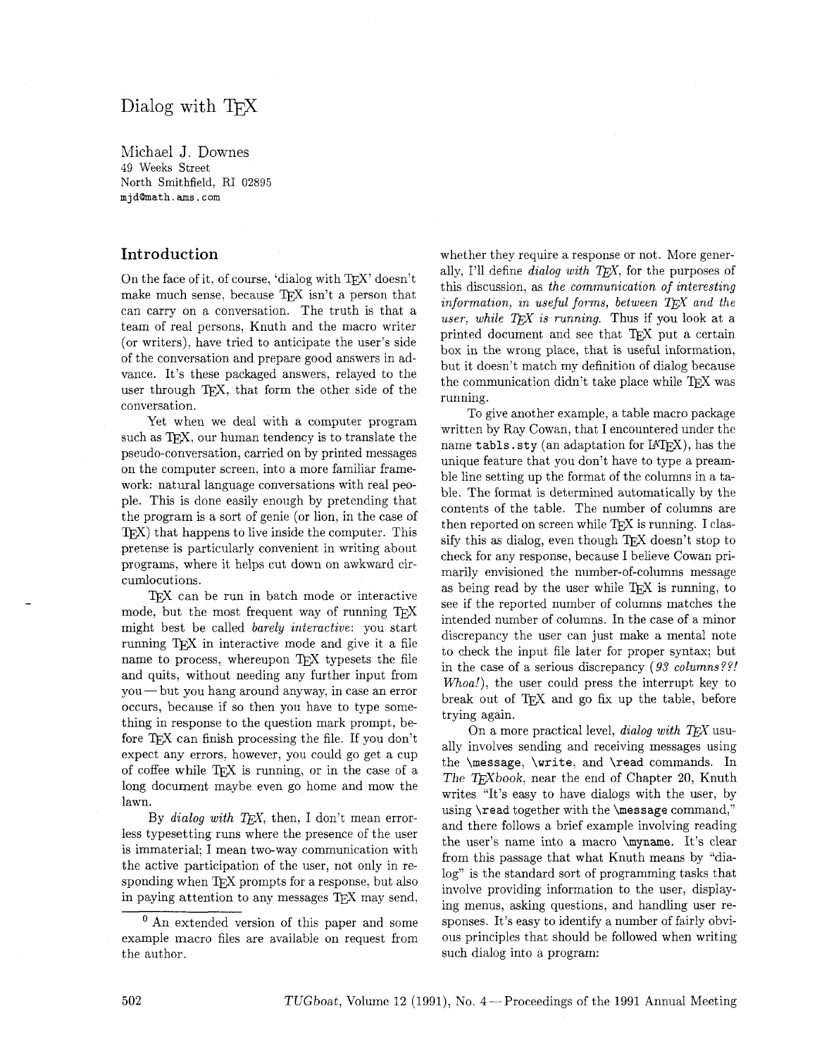# Dialog with TeX

Michael J. Downes
49 Weeks Street
North Smithfield, RI 02895
mjd@math.ams.com

## Introduction

On the face of it, of course, 'dialog with TeX' doesn't make much sense, because TeX isn't a person that can carry on a conversation. The truth is that a team of real persons, Knuth and the macro writer (or writers), have tried to anticipate the user's side of the conversation and prepare good answers in advance. It's these packaged answers, relayed to the user through TeX, that form the other side of the conversation.

Yet when we deal with a computer program such as TeX, our human tendency is to translate the pseudo-conversation, carried on by printed messages on the computer screen, into a more familiar framework: natural language conversations with real people. This is done easily enough by pretending that the program is a sort of genie (or lion, in the case of TeX) that happens to live inside the computer. This pretense is particularly convenient in writing about programs, where it helps cut down on awkward circumlocutions.

TeX can be run in batch mode or interactive mode, but the most frequent way of running TeX might best be called *barely interactive*: you start running TeX in interactive mode and give it a file name to process, whereupon TeX typesets the file and quits, without needing any further input from you — but you hang around anyway, in case an error occurs, because if so then you have to type something in response to the question mark prompt, before TeX can finish processing the file. If you don't expect any errors, however, you could go get a cup of coffee while TeX is running, or in the case of a long document maybe even go home and mow the lawn.

By *dialog with TeX*, then, I don't mean errorless typesetting runs where the presence of the user is immaterial; I mean two-way communication with the active participation of the user, not only in responding when TeX prompts for a response, but also in paying attention to any messages TeX may send, whether they require a response or not. More generally, I'll define *dialog with TeX*, for the purposes of this discussion, as *the communication of interesting information, in useful forms, between TeX and the user, while TeX is running*. Thus if you look at a printed document and see that TeX put a certain box in the wrong place, that is useful information, but it doesn't match my definition of dialog because the communication didn't take place while TeX was running.

To give another example, a table macro package written by Ray Cowan, that I encountered under the name `tabls.sty` (an adaptation for LaTeX), has the unique feature that you don't have to type a preamble line setting up the format of the columns in a table. The format is determined automatically by the contents of the table. The number of columns are then reported on screen while TeX is running. I classify this as dialog, even though TeX doesn't stop to check for any response, because I believe Cowan primarily envisioned the number-of-columns message as being read by the user while TeX is running, to see if the reported number of columns matches the intended number of columns. In the case of a minor discrepancy the user can just make a mental note to check the input file later for proper syntax; but in the case of a serious discrepancy (*93 columns??! Whoa!*), the user could press the interrupt key to break out of TeX and go fix up the table, before trying again.

On a more practical level, *dialog with TeX* usually involves sending and receiving messages using the `\message`, `\write`, and `\read` commands. In *The TeXbook*, near the end of Chapter 20, Knuth writes "It's easy to have dialogs with the user, by using `\read` together with the `\message` command," and there follows a brief example involving reading the user's name into a macro `\myname`. It's clear from this passage that what Knuth means by "dialog" is the standard sort of programming tasks that involve providing information to the user, displaying menus, asking questions, and handling user responses. It's easy to identify a number of fairly obvious principles that should be followed when writing such dialog into a program:

[0] An extended version of this paper and some example macro files are available on request from the author.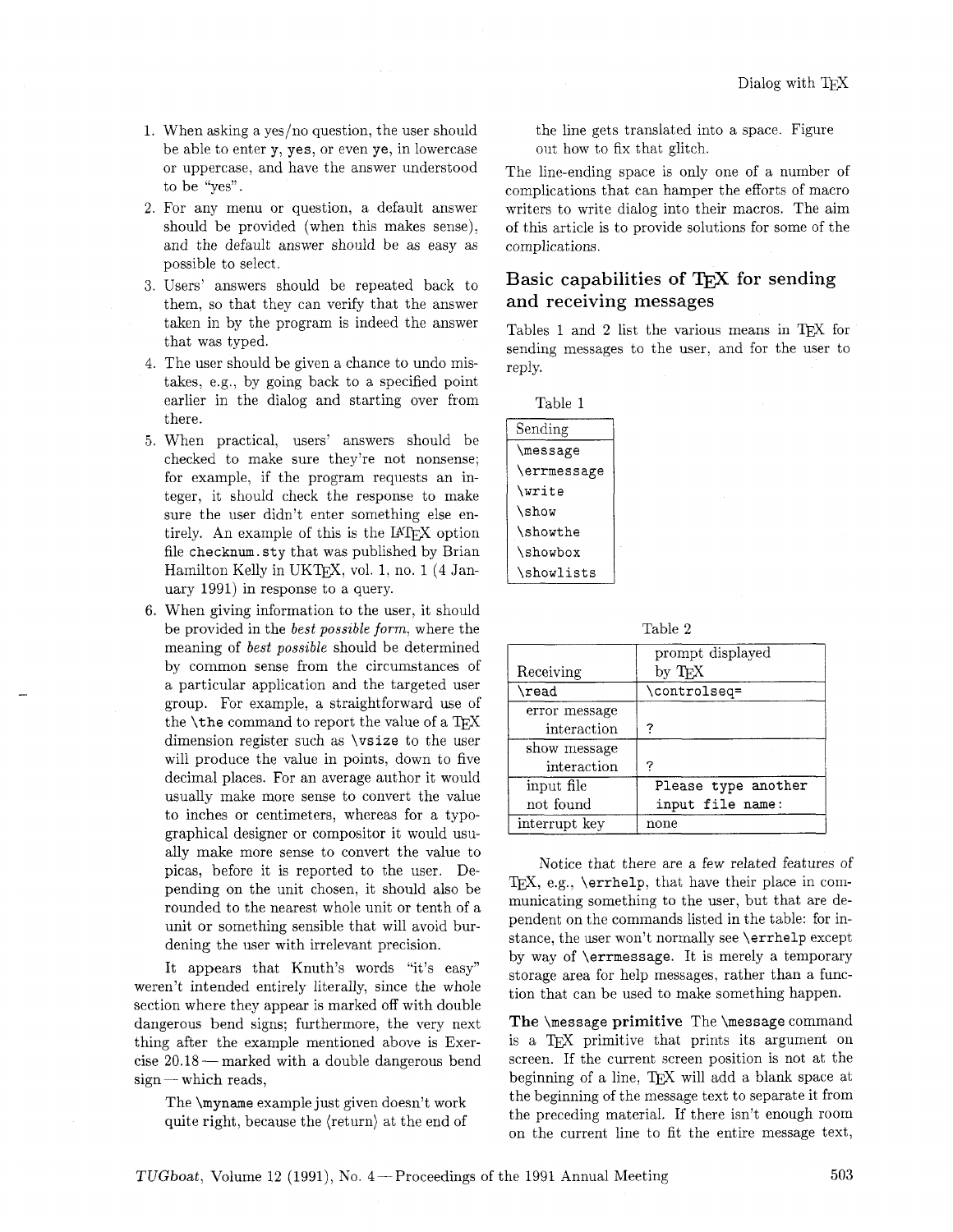1. When asking a yes/no question, the user should be able to enter y, yes, or even ye, in lowercase or uppercase, and have the answer understood to be "yes".
2. For any menu or question, a default answer should be provided (when this makes sense), and the default answer should be as easy as possible to select.
3. Users' answers should be repeated back to them, so that they can verify that the answer taken in by the program is indeed the answer that was typed.
4. The user should be given a chance to undo mistakes, e.g., by going back to a specified point earlier in the dialog and starting over from there.
5. When practical, users' answers should be checked to make sure they're not nonsense; for example, if the program requests an integer, it should check the response to make sure the user didn't enter something else entirely. An example of this is the LaTeX option file `checknum.sty` that was published by Brian Hamilton Kelly in UKTeX, vol. 1, no. 1 (4 January 1991) in response to a query.
6. When giving information to the user, it should be provided in the *best possible form*, where the meaning of *best possible* should be determined by common sense from the circumstances of a particular application and the targeted user group. For example, a straightforward use of the `\the` command to report the value of a TeX dimension register such as `\vsize` to the user will produce the value in points, down to five decimal places. For an average author it would usually make more sense to convert the value to inches or centimeters, whereas for a typographical designer or compositor it would usually make more sense to convert the value to picas, before it is reported to the user. Depending on the unit chosen, it should also be rounded to the nearest whole unit or tenth of a unit or something sensible that will avoid burdening the user with irrelevant precision.

It appears that Knuth's words "it's easy" weren't intended entirely literally, since the whole section where they appear is marked off with double dangerous bend signs; furthermore, the very next thing after the example mentioned above is Exercise 20.18 — marked with a double dangerous bend sign — which reads,

> The `\myname` example just given doesn't work quite right, because the ⟨return⟩ at the end of the line gets translated into a space. Figure out how to fix that glitch.

The line-ending space is only one of a number of complications that can hamper the efforts of macro writers to write dialog into their macros. The aim of this article is to provide solutions for some of the complications.

## Basic capabilities of TeX for sending and receiving messages

Tables 1 and 2 list the various means in TeX for sending messages to the user, and for the user to reply.

Table 1

| Sending |
|---|
| `\message` |
| `\errmessage` |
| `\write` |
| `\show` |
| `\showthe` |
| `\showbox` |
| `\showlists` |

Table 2

| Receiving | prompt displayed by TeX |
|---|---|
| `\read` | `\controlseq=` |
| error message interaction | `?` |
| show message interaction | `?` |
| input file not found | `Please type another input file name:` |
| interrupt key | none |

Notice that there are a few related features of TeX, e.g., `\errhelp`, that have their place in communicating something to the user, but that are dependent on the commands listed in the table: for instance, the user won't normally see `\errhelp` except by way of `\errmessage`. It is merely a temporary storage area for help messages, rather than a function that can be used to make something happen.

**The `\message` primitive** The `\message` command is a TeX primitive that prints its argument on screen. If the current screen position is not at the beginning of a line, TeX will add a blank space at the beginning of the message text to separate it from the preceding material. If there isn't enough room on the current line to fit the entire message text,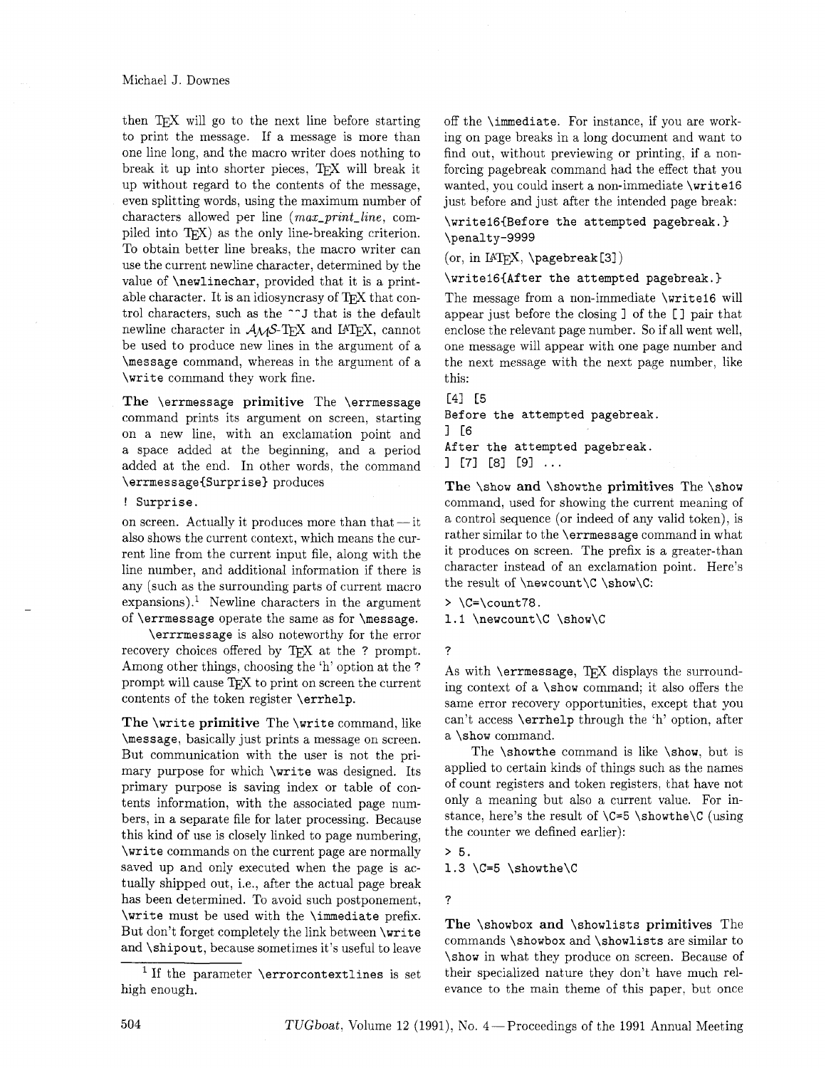then TeX will go to the next line before starting to print the message. If a message is more than one line long, and the macro writer does nothing to break it up into shorter pieces, TeX will break it up without regard to the contents of the message, even splitting words, using the maximum number of characters allowed per line (*max_print_line*, compiled into TeX) as the only line-breaking criterion. To obtain better line breaks, the macro writer can use the current newline character, determined by the value of `\newlinechar`, provided that it is a printable character. It is an idiosyncrasy of TeX that control characters, such as the `^^J` that is the default newline character in AMS-TeX and LaTeX, cannot be used to produce new lines in the argument of a `\message` command, whereas in the argument of a `\write` command they work fine.

**The `\errmessage` primitive** The `\errmessage` command prints its argument on screen, starting on a new line, with an exclamation point and a space added at the beginning, and a period added at the end. In other words, the command `\errmessage{Surprise}` produces

```
! Surprise.
```

on screen. Actually it produces more than that — it also shows the current context, which means the current line from the current input file, along with the line number, and additional information if there is any (such as the surrounding parts of current macro expansions).[1] Newline characters in the argument of `\errmessage` operate the same as for `\message`.

`\errrmessage` is also noteworthy for the error recovery choices offered by TeX at the ? prompt. Among other things, choosing the 'h' option at the ? prompt will cause TeX to print on screen the current contents of the token register `\errhelp`.

**The `\write` primitive** The `\write` command, like `\message`, basically just prints a message on screen. But communication with the user is not the primary purpose for which `\write` was designed. Its primary purpose is saving index or table of contents information, with the associated page numbers, in a separate file for later processing. Because this kind of use is closely linked to page numbering, `\write` commands on the current page are normally saved up and only executed when the page is actually shipped out, i.e., after the actual page break has been determined. To avoid such postponement, `\write` must be used with the `\immediate` prefix. But don't forget completely the link between `\write` and `\shipout`, because sometimes it's useful to leave off the `\immediate`. For instance, if you are working on page breaks in a long document and want to find out, without previewing or printing, if a non-forcing pagebreak command had the effect that you wanted, you could insert a non-immediate `\write16` just before and just after the intended page break:

```
\write16{Before the attempted pagebreak.}
\penalty-9999
```

(or, in LaTeX, `\pagebreak[3]`)

```
\write16{After the attempted pagebreak.}
```

The message from a non-immediate `\write16` will appear just before the closing ] of the [] pair that enclose the relevant page number. So if all went well, one message will appear with one page number and the next message with the next page number, like this:

```
[4] [5
Before the attempted pagebreak.
] [6
After the attempted pagebreak.
] [7] [8] [9] ...
```

**The `\show` and `\showthe` primitives** The `\show` command, used for showing the current meaning of a control sequence (or indeed of any valid token), is rather similar to the `\errmessage` command in what it produces on screen. The prefix is a greater-than character instead of an exclamation point. Here's the result of `\newcount\C \show\C`:

```
> \C=\count78.
l.1 \newcount\C \show\C

?
```

As with `\errmessage`, TeX displays the surrounding context of a `\show` command; it also offers the same error recovery opportunities, except that you can't access `\errhelp` through the 'h' option, after a `\show` command.

The `\showthe` command is like `\show`, but is applied to certain kinds of things such as the names of count registers and token registers, that have not only a meaning but also a current value. For instance, here's the result of `\C=5 \showthe\C` (using the counter we defined earlier):

```
> 5.
l.3 \C=5 \showthe\C

?
```

**The `\showbox` and `\showlists` primitives** The commands `\showbox` and `\showlists` are similar to `\show` in what they produce on screen. Because of their specialized nature they don't have much relevance to the main theme of this paper, but once

[1] If the parameter `\errorcontextlines` is set high enough.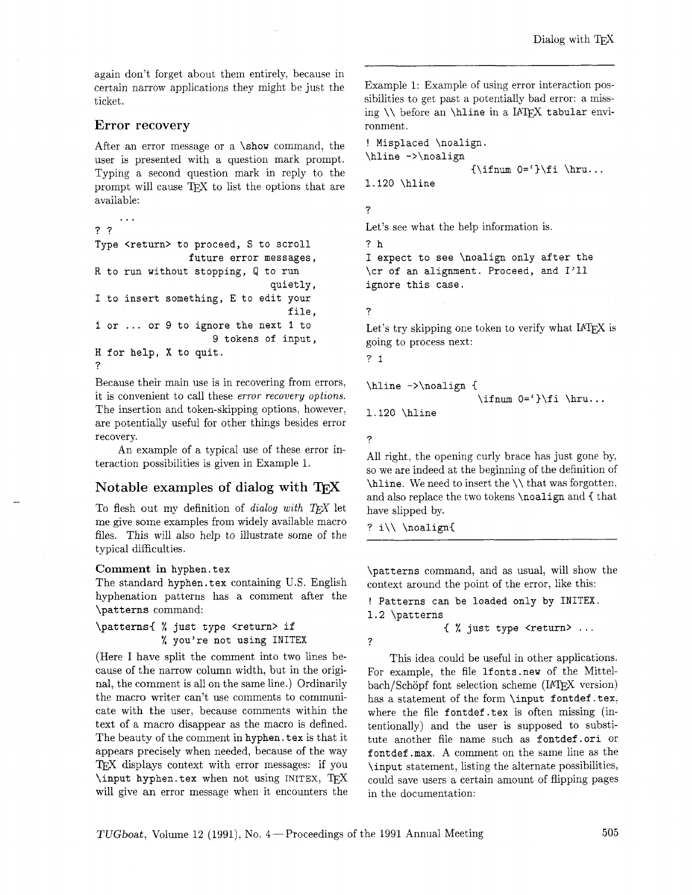again don't forget about them entirely, because in certain narrow applications they might be just the ticket.

## Error recovery

After an error message or a `\show` command, the user is presented with a question mark prompt. Typing a second question mark in reply to the prompt will cause TeX to list the options that are available:

```
   ...
? ?
Type <return> to proceed, S to scroll
                  future error messages,
R to run without stopping, Q to run
                                 quietly,
I to insert something, E to edit your
                                    file,
1 or ... or 9 to ignore the next 1 to
                    9 tokens of input,
H for help, X to quit.
?
```

Because their main use is in recovering from errors, it is convenient to call these *error recovery options.* The insertion and token-skipping options, however, are potentially useful for other things besides error recovery.

An example of a typical use of these error interaction possibilities is given in Example 1.

## Notable examples of dialog with TeX

To flesh out my definition of *dialog with TeX* let me give some examples from widely available macro files. This will also help to illustrate some of the typical difficulties.

### Comment in hyphen.tex

The standard `hyphen.tex` containing U.S. English hyphenation patterns has a comment after the `\patterns` command:

```
\patterns{ % just type <return> if
           % you're not using INITEX
```

(Here I have split the comment into two lines because of the narrow column width, but in the original, the comment is all on the same line.) Ordinarily the macro writer can't use comments to communicate with the user, because comments within the text of a macro disappear as the macro is defined. The beauty of the comment in `hyphen.tex` is that it appears precisely when needed, because of the way TeX displays context with error messages: if you `\input hyphen.tex` when not using INITEX, TeX will give an error message when it encounters the `\patterns` command, and as usual, will show the context around the point of the error, like this:

```
! Patterns can be loaded only by INITEX.
l.2 \patterns
             { % just type <return> ...
?
```

This idea could be useful in other applications. For example, the file `lfonts.new` of the Mittelbach/Schöpf font selection scheme (LaTeX version) has a statement of the form `\input fontdef.tex`, where the file `fontdef.tex` is often missing (intentionally) and the user is supposed to substitute another file name such as `fontdef.ori` or `fontdef.max`. A comment on the same line as the `\input` statement, listing the alternate possibilities, could save users a certain amount of flipping pages in the documentation:

---

Example 1: Example of using error interaction possibilities to get past a potentially bad error: a missing `\\` before an `\hline` in a LaTeX tabular environment.

```
! Misplaced \noalign.
\hline ->\noalign
                 {\ifnum 0=`}\fi \hru...
l.120 \hline

?
```

Let's see what the help information is.

```
? h
I expect to see \noalign only after the
\cr of an alignment. Proceed, and I'll
ignore this case.

?
```

Let's try skipping one token to verify what LaTeX is going to process next:

```
? 1

\hline ->\noalign {
                   \ifnum 0=`}\fi \hru...
l.120 \hline

?
```

All right, the opening curly brace has just gone by, so we are indeed at the beginning of the definition of `\hline`. We need to insert the `\\` that was forgotten, and also replace the two tokens `\noalign` and `{` that have slipped by.

```
? i\\ \noalign{
```

---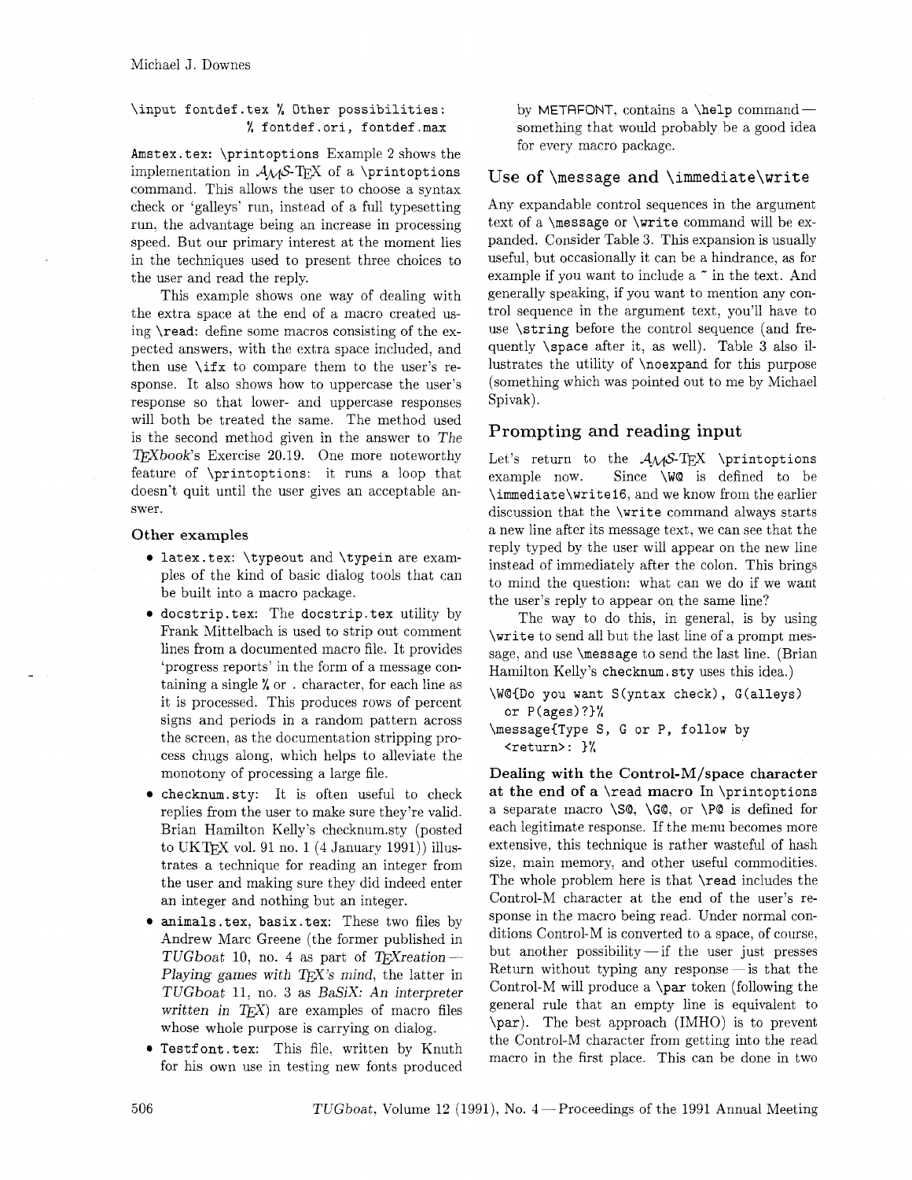```
\input fontdef.tex % Other possibilities:
                   % fontdef.ori, fontdef.max
```

**Amstex.tex: \printoptions** Example 2 shows the implementation in $\mathcal{A}\mathcal{M}\mathcal{S}$-TEX of a \printoptions command. This allows the user to choose a syntax check or 'galleys' run, instead of a full typesetting run, the advantage being an increase in processing speed. But our primary interest at the moment lies in the techniques used to present three choices to the user and read the reply.

This example shows one way of dealing with the extra space at the end of a macro created using \read: define some macros consisting of the expected answers, with the extra space included, and then use \ifx to compare them to the user's response. It also shows how to uppercase the user's response so that lower- and uppercase responses will both be treated the same. The method used is the second method given in the answer to *The TEXbook*'s Exercise 20.19. One more noteworthy feature of \printoptions: it runs a loop that doesn't quit until the user gives an acceptable answer.

### Other examples

- **latex.tex**: \typeout and \typein are examples of the kind of basic dialog tools that can be built into a macro package.
- **docstrip.tex**: The docstrip.tex utility by Frank Mittelbach is used to strip out comment lines from a documented macro file. It provides 'progress reports' in the form of a message containing a single % or . character, for each line as it is processed. This produces rows of percent signs and periods in a random pattern across the screen, as the documentation stripping process chugs along, which helps to alleviate the monotony of processing a large file.
- **checknum.sty**: It is often useful to check replies from the user to make sure they're valid. Brian Hamilton Kelly's checknum.sty (posted to UKTEX vol. 91 no. 1 (4 January 1991)) illustrates a technique for reading an integer from the user and making sure they did indeed enter an integer and nothing but an integer.
- **animals.tex, basix.tex**: These two files by Andrew Marc Greene (the former published in *TUGboat* 10, no. 4 as part of *TEXreation — Playing games with TEX's mind*, the latter in *TUGboat* 11, no. 3 as *BaSiX: An interpreter written in TEX*) are examples of macro files whose whole purpose is carrying on dialog.
- **Testfont.tex**: This file, written by Knuth for his own use in testing new fonts produced by METAFONT, contains a \help command — something that would probably be a good idea for every macro package.

## Use of \message and \immediate\write

Any expandable control sequences in the argument text of a \message or \write command will be expanded. Consider Table 3. This expansion is usually useful, but occasionally it can be a hindrance, as for example if you want to include a ~ in the text. And generally speaking, if you want to mention any control sequence in the argument text, you'll have to use \string before the control sequence (and frequently \space after it, as well). Table 3 also illustrates the utility of \noexpand for this purpose (something which was pointed out to me by Michael Spivak).

## Prompting and reading input

Let's return to the $\mathcal{A}\mathcal{M}\mathcal{S}$-TEX \printoptions example now. Since \W@ is defined to be \immediate\write16, and we know from the earlier discussion that the \write command always starts a new line after its message text, we can see that the reply typed by the user will appear on the new line instead of immediately after the colon. This brings to mind the question: what can we do if we want the user's reply to appear on the same line?

The way to do this, in general, is by using \write to send all but the last line of a prompt message, and use \message to send the last line. (Brian Hamilton Kelly's checknum.sty uses this idea.)

```
\W@{Do you want S(yntax check), G(alleys)
  or P(ages)?}%
\message{Type S, G or P, follow by
  <return>: }%
```

**Dealing with the Control-M/space character at the end of a \read macro** In \printoptions a separate macro \S@, \G@, or \P@ is defined for each legitimate response. If the menu becomes more extensive, this technique is rather wasteful of hash size, main memory, and other useful commodities. The whole problem here is that \read includes the Control-M character at the end of the user's response in the macro being read. Under normal conditions Control-M is converted to a space, of course, but another possibility — if the user just presses Return without typing any response — is that the Control-M will produce a \par token (following the general rule that an empty line is equivalent to \par). The best approach (IMHO) is to prevent the Control-M character from getting into the read macro in the first place. This can be done in two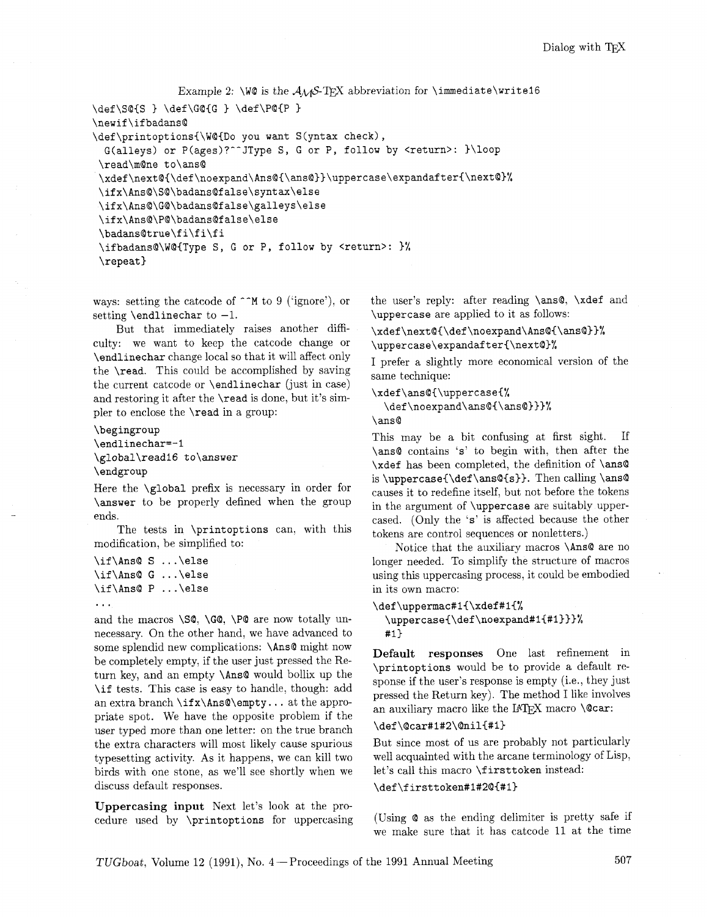Example 2: `\W@` is the $\mathcal{A}\mathcal{M}\mathcal{S}$-TeX abbreviation for `\immediate\write16`

```
\def\S@{S } \def\G@{G } \def\P@{P }
\newif\ifbadans@
\def\printoptions{\W@{Do you want S(yntax check),
  G(alleys) or P(ages)?^^JType S, G or P, follow by <return>: }\loop
 \read\m@ne to\ans@
 \xdef\next@{\def\noexpand\Ans@{\ans@}}\uppercase\expandafter{\next@}%
 \ifx\Ans@\S@\badans@false\syntax\else
 \ifx\Ans@\G@\badans@false\galleys\else
 \ifx\Ans@\P@\badans@false\else
 \badans@true\fi\fi\fi
 \ifbadans@\W@{Type S, G or P, follow by <return>: }%
 \repeat}
```

ways: setting the catcode of `^^M` to 9 ('ignore'), or setting `\endlinechar` to −1.

But that immediately raises another difficulty: we want to keep the catcode change or `\endlinechar` change local so that it will affect only the `\read`. This could be accomplished by saving the current catcode or `\endlinechar` (just in case) and restoring it after the `\read` is done, but it's simpler to enclose the `\read` in a group:

```
\begingroup
\endlinechar=-1
\global\read16 to\answer
\endgroup
```

Here the `\global` prefix is necessary in order for `\answer` to be properly defined when the group ends.

The tests in `\printoptions` can, with this modification, be simplified to:

```
\if\Ans@ S ...\else
\if\Ans@ G ...\else
\if\Ans@ P ...\else
...
```

and the macros `\S@`, `\G@`, `\P@` are now totally unnecessary. On the other hand, we have advanced to some splendid new complications: `\Ans@` might now be completely empty, if the user just pressed the Return key, and an empty `\Ans@` would bollix up the `\if` tests. This case is easy to handle, though: add an extra branch `\ifx\Ans@\empty...` at the appropriate spot. We have the opposite problem if the user typed more than one letter: on the true branch the extra characters will most likely cause spurious typesetting activity. As it happens, we can kill two birds with one stone, as we'll see shortly when we discuss default responses.

**Uppercasing input** Next let's look at the procedure used by `\printoptions` for uppercasing the user's reply: after reading `\ans@`, `\xdef` and `\uppercase` are applied to it as follows:

```
\xdef\next@{\def\noexpand\Ans@{\ans@}}%
\uppercase\expandafter{\next@}%
```

I prefer a slightly more economical version of the same technique:

```
\xdef\ans@{\uppercase{%
  \def\noexpand\ans@{\ans@}}}%
\ans@
```

This may be a bit confusing at first sight. If `\ans@` contains 's' to begin with, then after the `\xdef` has been completed, the definition of `\ans@` is `\uppercase{\def\ans@{s}}`. Then calling `\ans@` causes it to redefine itself, but not before the tokens in the argument of `\uppercase` are suitably uppercased. (Only the 's' is affected because the other tokens are control sequences or nonletters.)

Notice that the auxiliary macros `\Ans@` are no longer needed. To simplify the structure of macros using this uppercasing process, it could be embodied in its own macro:

```
\def\uppermac#1{\xdef#1{%
  \uppercase{\def\noexpand#1{#1}}}%
  #1}
```

**Default responses** One last refinement in `\printoptions` would be to provide a default response if the user's response is empty (i.e., they just pressed the Return key). The method I like involves an auxiliary macro like the LaTeX macro `\@car`:

```
\def\@car#1#2\@nil{#1}
```

But since most of us are probably not particularly well acquainted with the arcane terminology of Lisp, let's call this macro `\firsttoken` instead:

```
\def\firsttoken#1#2@{#1}
```

(Using `@` as the ending delimiter is pretty safe if we make sure that it has catcode 11 at the time